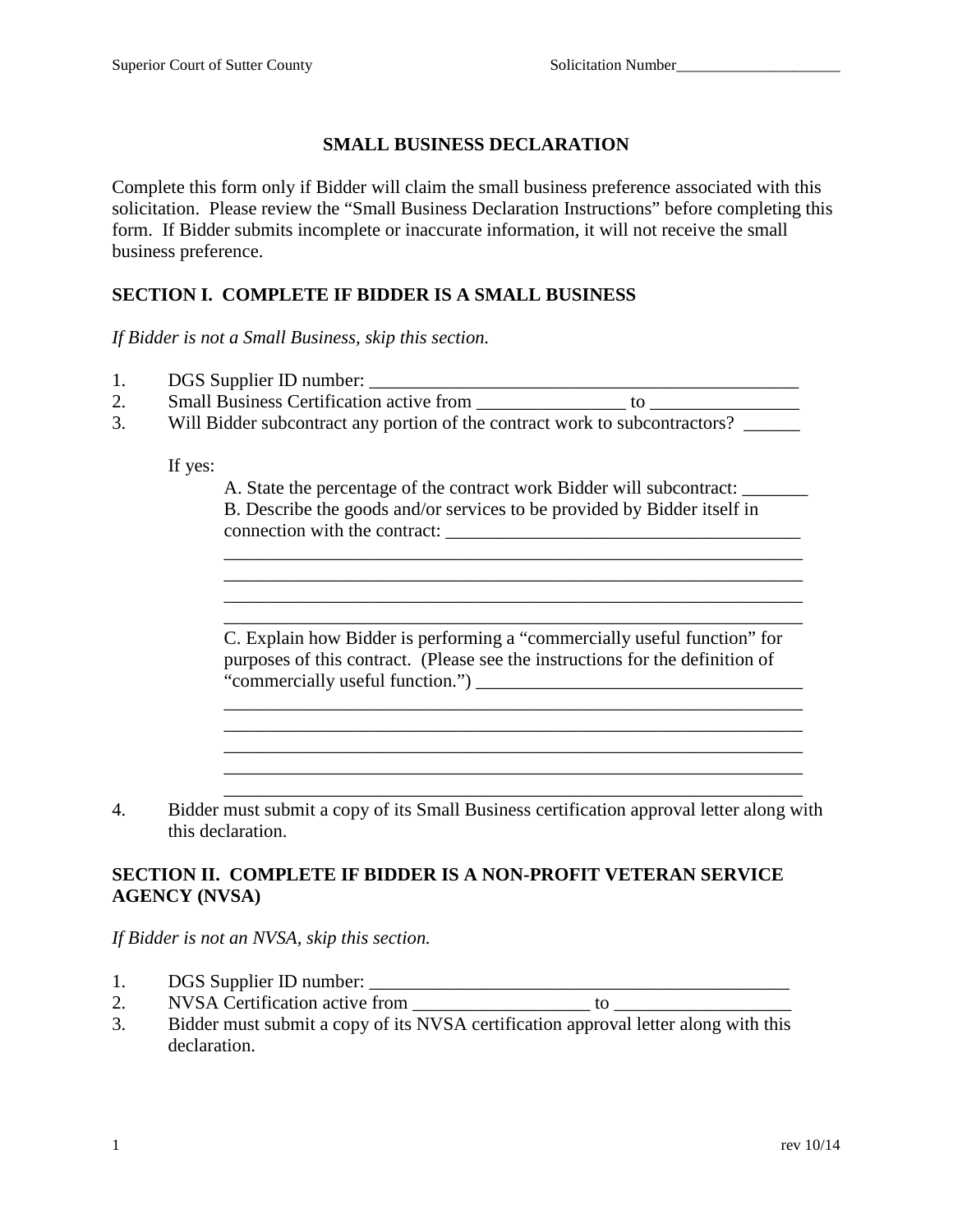## SMALL BUSINESS DECLARATION

Complete this form only if Bidder will claim the small business preference associated with this solicitation. Please review the "Small Business Declaration Instructions" before completing this form. If Bidder submits incomplete or inaccurate information, it will not receive the small business preference.

### SECTION I. COMPLETE IF BIDDER IS A SMALL BUSINESS

*If Bidder is not a Small Business, skip this section.*

1. DGS Supplier ID number: _______________________________________________
2. Small Business Certification active from ________________ to ________________
3. Will Bidder subcontract any portion of the contract work to subcontractors? ______

   If yes:

   A. State the percentage of the contract work Bidder will subcontract: _______

   B. Describe the goods and/or services to be provided by Bidder itself in connection with the contract: ______________________________________
   _______________________________________________________________
   _______________________________________________________________
   _______________________________________________________________
   _______________________________________________________________

   C. Explain how Bidder is performing a "commercially useful function" for purposes of this contract. (Please see the instructions for the definition of "commercially useful function.") ___________________________________
   _______________________________________________________________
   _______________________________________________________________
   _______________________________________________________________
   _______________________________________________________________
   _______________________________________________________________

4. Bidder must submit a copy of its Small Business certification approval letter along with this declaration.

### SECTION II. COMPLETE IF BIDDER IS A NON-PROFIT VETERAN SERVICE AGENCY (NVSA)

*If Bidder is not an NVSA, skip this section.*

1. DGS Supplier ID number: _______________________________________________
2. NVSA Certification active from ___________________ to ___________________
3. Bidder must submit a copy of its NVSA certification approval letter along with this declaration.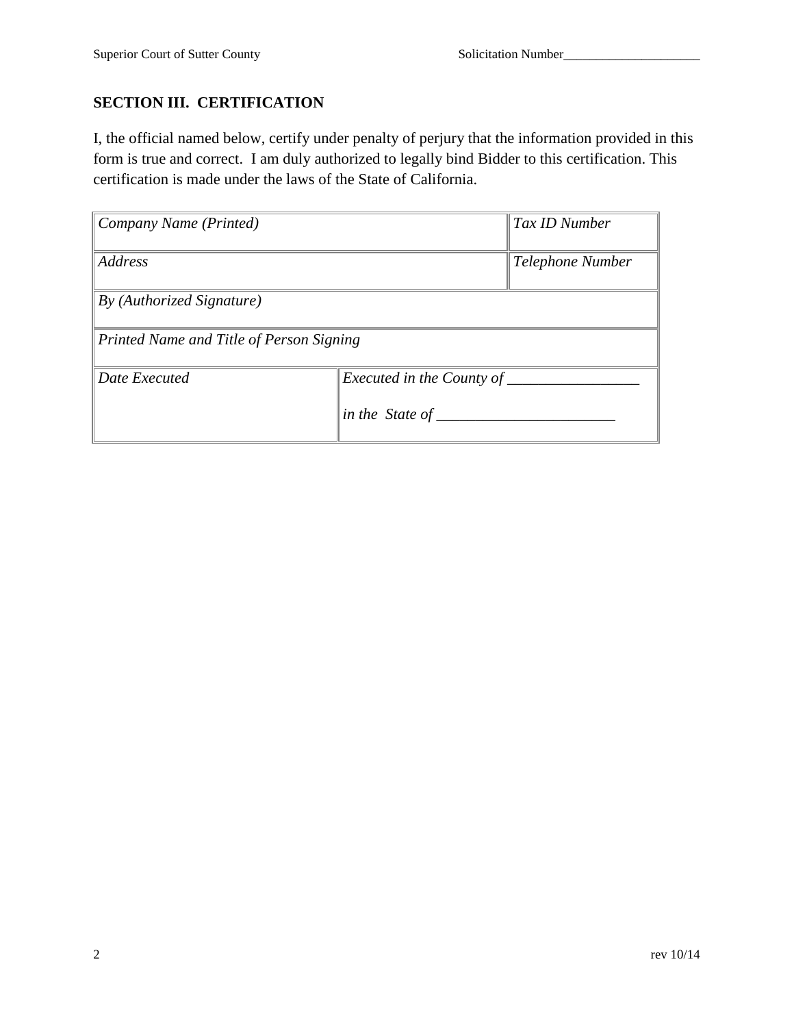## SECTION III. CERTIFICATION

I, the official named below, certify under penalty of perjury that the information provided in this form is true and correct. I am duly authorized to legally bind Bidder to this certification. This certification is made under the laws of the State of California.

| *Company Name (Printed)* | | *Tax ID Number* |
|---|---|---|
| *Address* | | *Telephone Number* |
| *By (Authorized Signature)* | | |
| *Printed Name and Title of Person Signing* | | |
| *Date Executed* | *Executed in the County of* _________________ *in the State of* _______________________ | |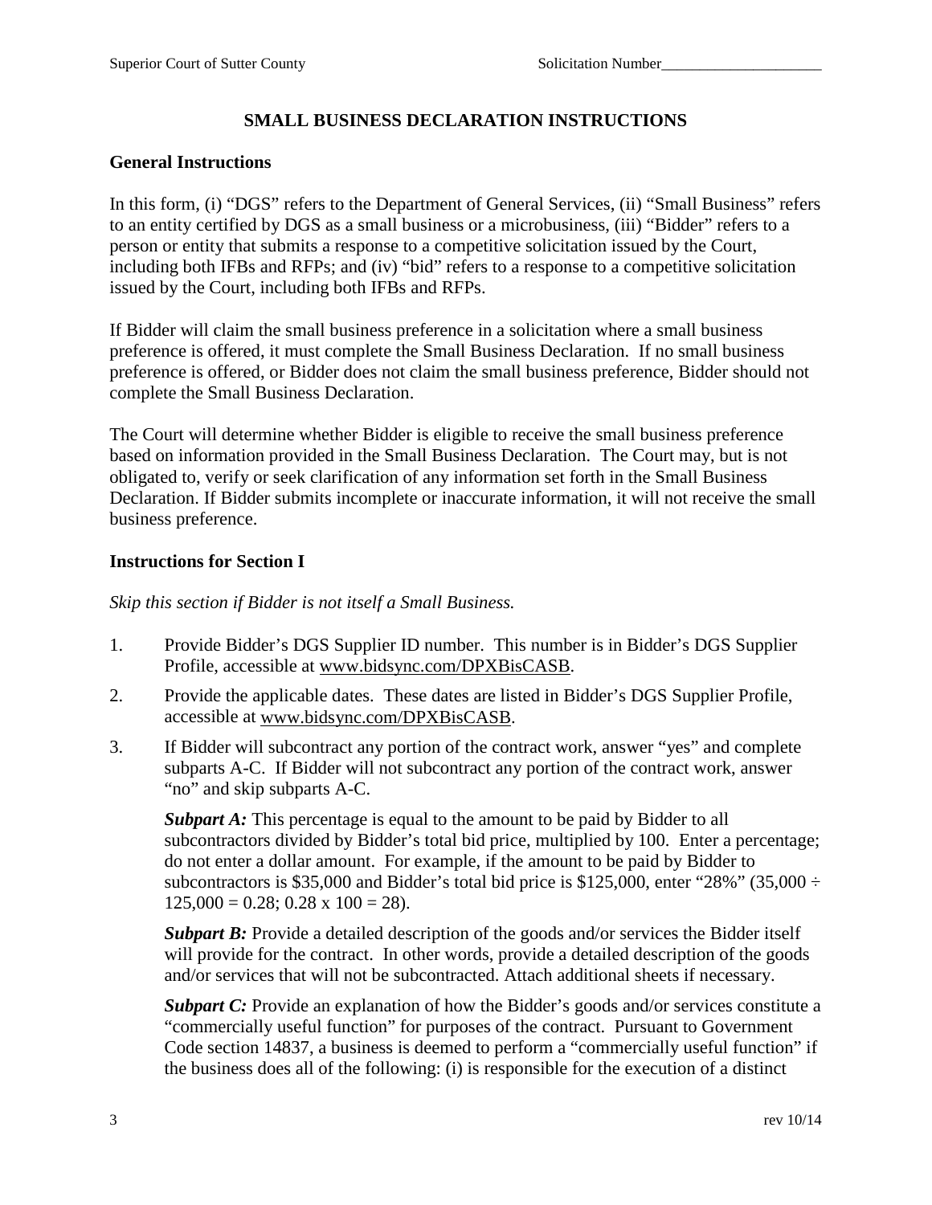# SMALL BUSINESS DECLARATION INSTRUCTIONS

## General Instructions

In this form, (i) "DGS" refers to the Department of General Services, (ii) "Small Business" refers to an entity certified by DGS as a small business or a microbusiness, (iii) "Bidder" refers to a person or entity that submits a response to a competitive solicitation issued by the Court, including both IFBs and RFPs; and (iv) "bid" refers to a response to a competitive solicitation issued by the Court, including both IFBs and RFPs.

If Bidder will claim the small business preference in a solicitation where a small business preference is offered, it must complete the Small Business Declaration. If no small business preference is offered, or Bidder does not claim the small business preference, Bidder should not complete the Small Business Declaration.

The Court will determine whether Bidder is eligible to receive the small business preference based on information provided in the Small Business Declaration. The Court may, but is not obligated to, verify or seek clarification of any information set forth in the Small Business Declaration. If Bidder submits incomplete or inaccurate information, it will not receive the small business preference.

## Instructions for Section I

*Skip this section if Bidder is not itself a Small Business.*

1. Provide Bidder's DGS Supplier ID number. This number is in Bidder's DGS Supplier Profile, accessible at www.bidsync.com/DPXBisCASB.
2. Provide the applicable dates. These dates are listed in Bidder's DGS Supplier Profile, accessible at www.bidsync.com/DPXBisCASB.
3. If Bidder will subcontract any portion of the contract work, answer "yes" and complete subparts A-C. If Bidder will not subcontract any portion of the contract work, answer "no" and skip subparts A-C.

   ***Subpart A:*** This percentage is equal to the amount to be paid by Bidder to all subcontractors divided by Bidder's total bid price, multiplied by 100. Enter a percentage; do not enter a dollar amount. For example, if the amount to be paid by Bidder to subcontractors is $35,000 and Bidder's total bid price is $125,000, enter "28%" (35,000 ÷ 125,000 = 0.28; 0.28 x 100 = 28).

   ***Subpart B:*** Provide a detailed description of the goods and/or services the Bidder itself will provide for the contract. In other words, provide a detailed description of the goods and/or services that will not be subcontracted. Attach additional sheets if necessary.

   ***Subpart C:*** Provide an explanation of how the Bidder's goods and/or services constitute a "commercially useful function" for purposes of the contract. Pursuant to Government Code section 14837, a business is deemed to perform a "commercially useful function" if the business does all of the following: (i) is responsible for the execution of a distinct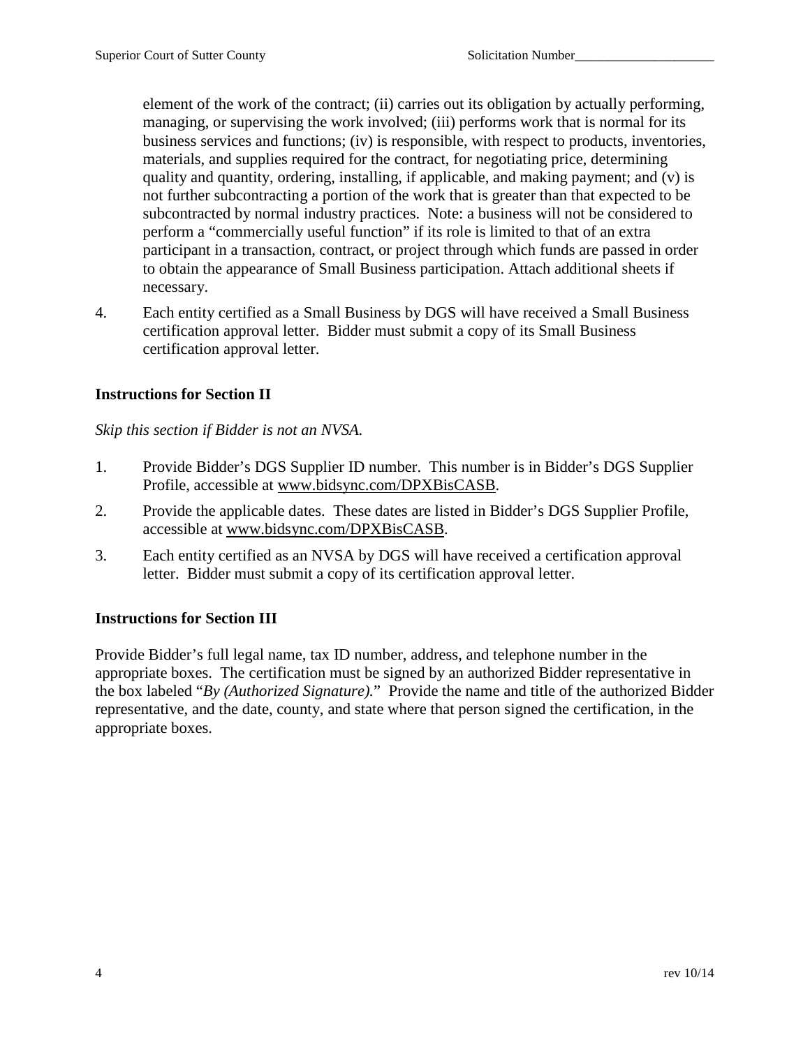element of the work of the contract; (ii) carries out its obligation by actually performing, managing, or supervising the work involved; (iii) performs work that is normal for its business services and functions; (iv) is responsible, with respect to products, inventories, materials, and supplies required for the contract, for negotiating price, determining quality and quantity, ordering, installing, if applicable, and making payment; and (v) is not further subcontracting a portion of the work that is greater than that expected to be subcontracted by normal industry practices. Note: a business will not be considered to perform a "commercially useful function" if its role is limited to that of an extra participant in a transaction, contract, or project through which funds are passed in order to obtain the appearance of Small Business participation. Attach additional sheets if necessary.

4. Each entity certified as a Small Business by DGS will have received a Small Business certification approval letter. Bidder must submit a copy of its Small Business certification approval letter.

### Instructions for Section II

*Skip this section if Bidder is not an NVSA.*

1. Provide Bidder's DGS Supplier ID number. This number is in Bidder's DGS Supplier Profile, accessible at www.bidsync.com/DPXBisCASB.
2. Provide the applicable dates. These dates are listed in Bidder's DGS Supplier Profile, accessible at www.bidsync.com/DPXBisCASB.
3. Each entity certified as an NVSA by DGS will have received a certification approval letter. Bidder must submit a copy of its certification approval letter.

### Instructions for Section III

Provide Bidder's full legal name, tax ID number, address, and telephone number in the appropriate boxes. The certification must be signed by an authorized Bidder representative in the box labeled "*By (Authorized Signature).*" Provide the name and title of the authorized Bidder representative, and the date, county, and state where that person signed the certification, in the appropriate boxes.